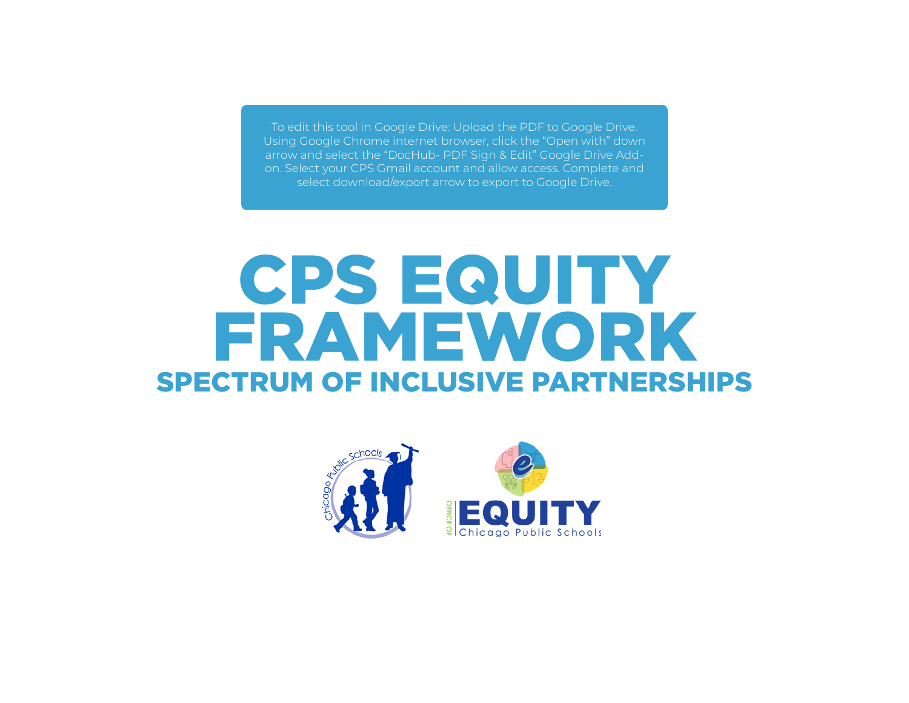To edit this tool in Google Drive: Upload the PDF to Google Drive. Using Google Chrome internet browser, click the "Open with" down arrow and select the "DocHub- PDF Sign & Edit" Google Drive Add-on. Select your CPS Gmail account and allow access. Complete and select download/export arrow to export to Google Drive.

# CPS EQUITY FRAMEWORK

## SPECTRUM OF INCLUSIVE PARTNERSHIPS

Chicago Public Schools

OFFICE OF EQUITY
Chicago Public Schools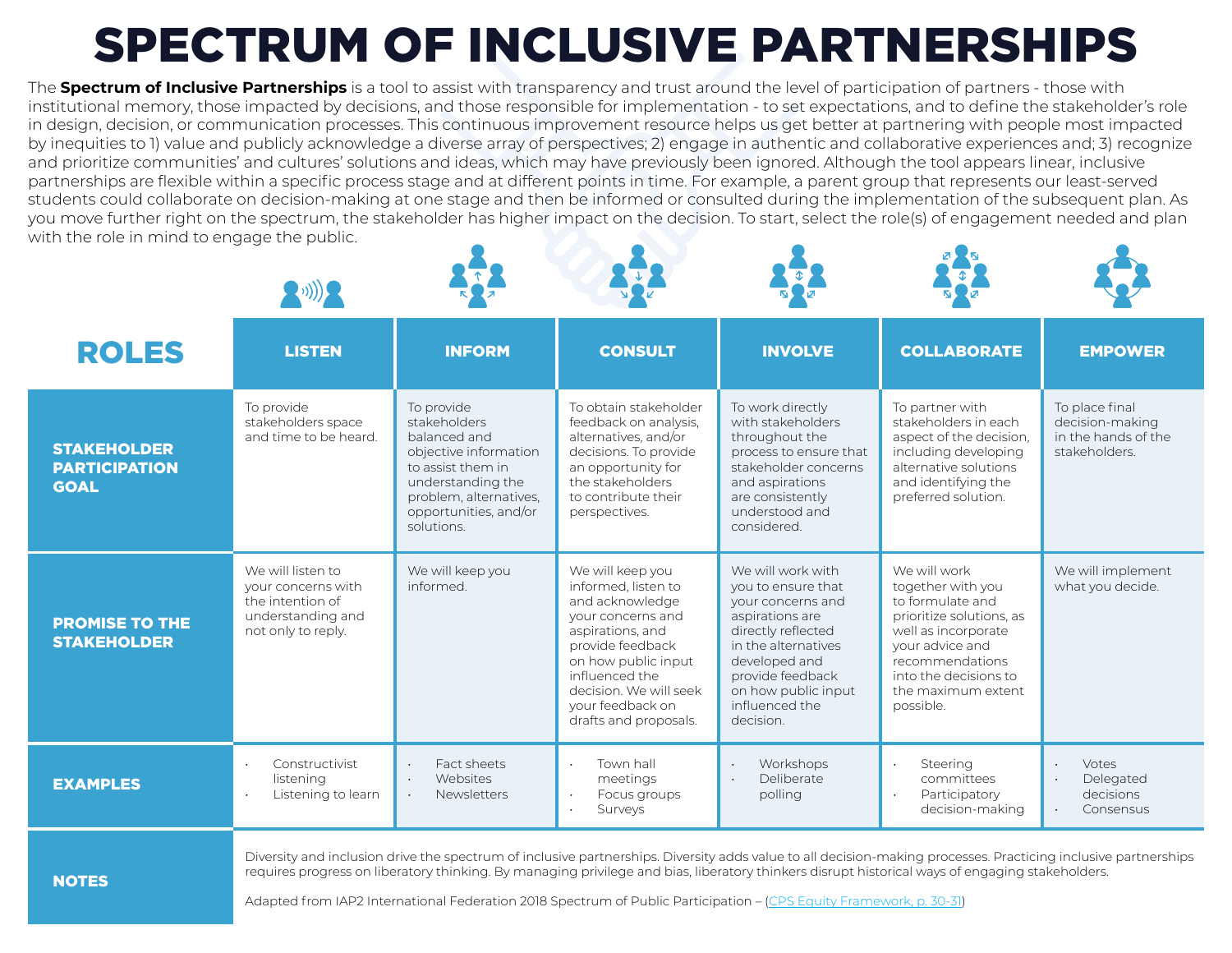# SPECTRUM OF INCLUSIVE PARTNERSHIPS

The **Spectrum of Inclusive Partnerships** is a tool to assist with transparency and trust around the level of participation of partners - those with institutional memory, those impacted by decisions, and those responsible for implementation - to set expectations, and to define the stakeholder's role in design, decision, or communication processes. This continuous improvement resource helps us get better at partnering with people most impacted by inequities to 1) value and publicly acknowledge a diverse array of perspectives; 2) engage in authentic and collaborative experiences and; 3) recognize and prioritize communities' and cultures' solutions and ideas, which may have previously been ignored. Although the tool appears linear, inclusive partnerships are flexible within a specific process stage and at different points in time. For example, a parent group that represents our least-served students could collaborate on decision-making at one stage and then be informed or consulted during the implementation of the subsequent plan. As you move further right on the spectrum, the stakeholder has higher impact on the decision. To start, select the role(s) of engagement needed and plan with the role in mind to engage the public.

| ROLES | LISTEN | INFORM | CONSULT | INVOLVE | COLLABORATE | EMPOWER |
|---|---|---|---|---|---|---|
| **STAKEHOLDER PARTICIPATION GOAL** | To provide stakeholders space and time to be heard. | To provide stakeholders balanced and objective information to assist them in understanding the problem, alternatives, opportunities, and/or solutions. | To obtain stakeholder feedback on analysis, alternatives, and/or decisions. To provide an opportunity for the stakeholders to contribute their perspectives. | To work directly with stakeholders throughout the process to ensure that stakeholder concerns and aspirations are consistently understood and considered. | To partner with stakeholders in each aspect of the decision, including developing alternative solutions and identifying the preferred solution. | To place final decision-making in the hands of the stakeholders. |
| **PROMISE TO THE STAKEHOLDER** | We will listen to your concerns with the intention of understanding and not only to reply. | We will keep you informed. | We will keep you informed, listen to and acknowledge your concerns and aspirations, and provide feedback on how public input influenced the decision. We will seek your feedback on drafts and proposals. | We will work with you to ensure that your concerns and aspirations are directly reflected in the alternatives developed and provide feedback on how public input influenced the decision. | We will work together with you to formulate and prioritize solutions, as well as incorporate your advice and recommendations into the decisions to the maximum extent possible. | We will implement what you decide. |
| **EXAMPLES** | · Constructivist listening<br>· Listening to learn | · Fact sheets<br>· Websites<br>· Newsletters | · Town hall meetings<br>· Focus groups<br>· Surveys | · Workshops<br>· Deliberate polling | · Steering committees<br>· Participatory decision-making | · Votes<br>· Delegated decisions<br>· Consensus |
| **NOTES** | Diversity and inclusion drive the spectrum of inclusive partnerships. Diversity adds value to all decision-making processes. Practicing inclusive partnerships requires progress on liberatory thinking. By managing privilege and bias, liberatory thinkers disrupt historical ways of engaging stakeholders.<br><br>Adapted from IAP2 International Federation 2018 Spectrum of Public Participation – (CPS Equity Framework, p. 30-31) | | | | | |